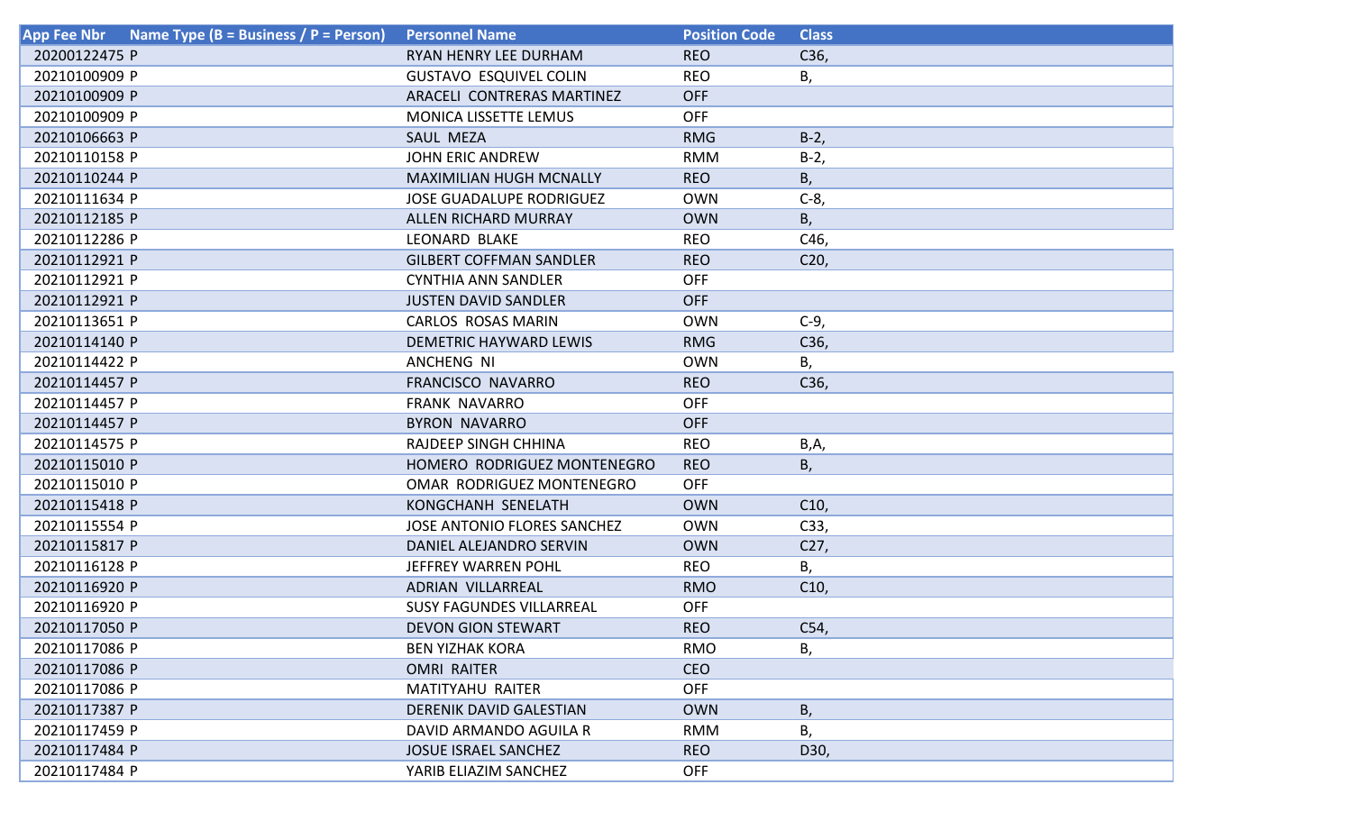| App Fee Nbr | Name Type (B = Business / P = Person) | Personnel Name | Position Code | Class |
|---|---|---|---|---|
| 20200122475 | P | RYAN HENRY LEE DURHAM | REO | C36, |
| 20210100909 | P | GUSTAVO ESQUIVEL COLIN | REO | B, |
| 20210100909 | P | ARACELI CONTRERAS MARTINEZ | OFF | |
| 20210100909 | P | MONICA LISSETTE LEMUS | OFF | |
| 20210106663 | P | SAUL MEZA | RMG | B-2, |
| 20210110158 | P | JOHN ERIC ANDREW | RMM | B-2, |
| 20210110244 | P | MAXIMILIAN HUGH MCNALLY | REO | B, |
| 20210111634 | P | JOSE GUADALUPE RODRIGUEZ | OWN | C-8, |
| 20210112185 | P | ALLEN RICHARD MURRAY | OWN | B, |
| 20210112286 | P | LEONARD BLAKE | REO | C46, |
| 20210112921 | P | GILBERT COFFMAN SANDLER | REO | C20, |
| 20210112921 | P | CYNTHIA ANN SANDLER | OFF | |
| 20210112921 | P | JUSTEN DAVID SANDLER | OFF | |
| 20210113651 | P | CARLOS ROSAS MARIN | OWN | C-9, |
| 20210114140 | P | DEMETRIC HAYWARD LEWIS | RMG | C36, |
| 20210114422 | P | ANCHENG NI | OWN | B, |
| 20210114457 | P | FRANCISCO NAVARRO | REO | C36, |
| 20210114457 | P | FRANK NAVARRO | OFF | |
| 20210114457 | P | BYRON NAVARRO | OFF | |
| 20210114575 | P | RAJDEEP SINGH CHHINA | REO | B,A, |
| 20210115010 | P | HOMERO RODRIGUEZ MONTENEGRO | REO | B, |
| 20210115010 | P | OMAR RODRIGUEZ MONTENEGRO | OFF | |
| 20210115418 | P | KONGCHANH SENELATH | OWN | C10, |
| 20210115554 | P | JOSE ANTONIO FLORES SANCHEZ | OWN | C33, |
| 20210115817 | P | DANIEL ALEJANDRO SERVIN | OWN | C27, |
| 20210116128 | P | JEFFREY WARREN POHL | REO | B, |
| 20210116920 | P | ADRIAN VILLARREAL | RMO | C10, |
| 20210116920 | P | SUSY FAGUNDES VILLARREAL | OFF | |
| 20210117050 | P | DEVON GION STEWART | REO | C54, |
| 20210117086 | P | BEN YIZHAK KORA | RMO | B, |
| 20210117086 | P | OMRI RAITER | CEO | |
| 20210117086 | P | MATITYAHU RAITER | OFF | |
| 20210117387 | P | DERENIK DAVID GALESTIAN | OWN | B, |
| 20210117459 | P | DAVID ARMANDO AGUILA R | RMM | B, |
| 20210117484 | P | JOSUE ISRAEL SANCHEZ | REO | D30, |
| 20210117484 | P | YARIB ELIAZIM SANCHEZ | OFF | |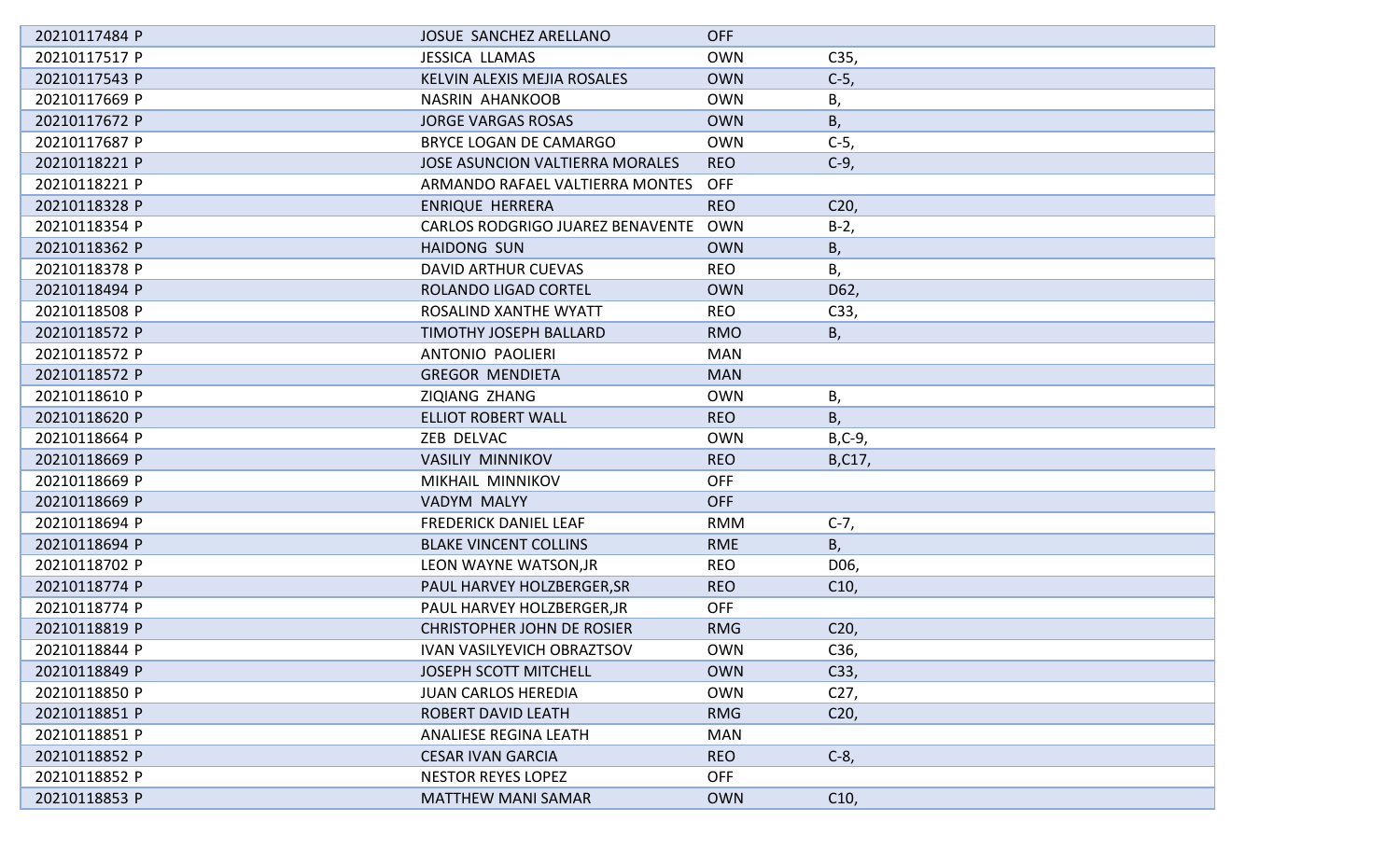| | | | |
|---|---|---|---|
| 20210117484 P | JOSUE SANCHEZ ARELLANO | OFF | |
| 20210117517 P | JESSICA LLAMAS | OWN | C35, |
| 20210117543 P | KELVIN ALEXIS MEJIA ROSALES | OWN | C-5, |
| 20210117669 P | NASRIN AHANKOOB | OWN | B, |
| 20210117672 P | JORGE VARGAS ROSAS | OWN | B, |
| 20210117687 P | BRYCE LOGAN DE CAMARGO | OWN | C-5, |
| 20210118221 P | JOSE ASUNCION VALTIERRA MORALES | REO | C-9, |
| 20210118221 P | ARMANDO RAFAEL VALTIERRA MONTES | OFF | |
| 20210118328 P | ENRIQUE HERRERA | REO | C20, |
| 20210118354 P | CARLOS RODGRIGO JUAREZ BENAVENTE | OWN | B-2, |
| 20210118362 P | HAIDONG SUN | OWN | B, |
| 20210118378 P | DAVID ARTHUR CUEVAS | REO | B, |
| 20210118494 P | ROLANDO LIGAD CORTEL | OWN | D62, |
| 20210118508 P | ROSALIND XANTHE WYATT | REO | C33, |
| 20210118572 P | TIMOTHY JOSEPH BALLARD | RMO | B, |
| 20210118572 P | ANTONIO PAOLIERI | MAN | |
| 20210118572 P | GREGOR MENDIETA | MAN | |
| 20210118610 P | ZIQIANG ZHANG | OWN | B, |
| 20210118620 P | ELLIOT ROBERT WALL | REO | B, |
| 20210118664 P | ZEB DELVAC | OWN | B,C-9, |
| 20210118669 P | VASILIY MINNIKOV | REO | B,C17, |
| 20210118669 P | MIKHAIL MINNIKOV | OFF | |
| 20210118669 P | VADYM MALYY | OFF | |
| 20210118694 P | FREDERICK DANIEL LEAF | RMM | C-7, |
| 20210118694 P | BLAKE VINCENT COLLINS | RME | B, |
| 20210118702 P | LEON WAYNE WATSON,JR | REO | D06, |
| 20210118774 P | PAUL HARVEY HOLZBERGER,SR | REO | C10, |
| 20210118774 P | PAUL HARVEY HOLZBERGER,JR | OFF | |
| 20210118819 P | CHRISTOPHER JOHN DE ROSIER | RMG | C20, |
| 20210118844 P | IVAN VASILYEVICH OBRAZTSOV | OWN | C36, |
| 20210118849 P | JOSEPH SCOTT MITCHELL | OWN | C33, |
| 20210118850 P | JUAN CARLOS HEREDIA | OWN | C27, |
| 20210118851 P | ROBERT DAVID LEATH | RMG | C20, |
| 20210118851 P | ANALIESE REGINA LEATH | MAN | |
| 20210118852 P | CESAR IVAN GARCIA | REO | C-8, |
| 20210118852 P | NESTOR REYES LOPEZ | OFF | |
| 20210118853 P | MATTHEW MANI SAMAR | OWN | C10, |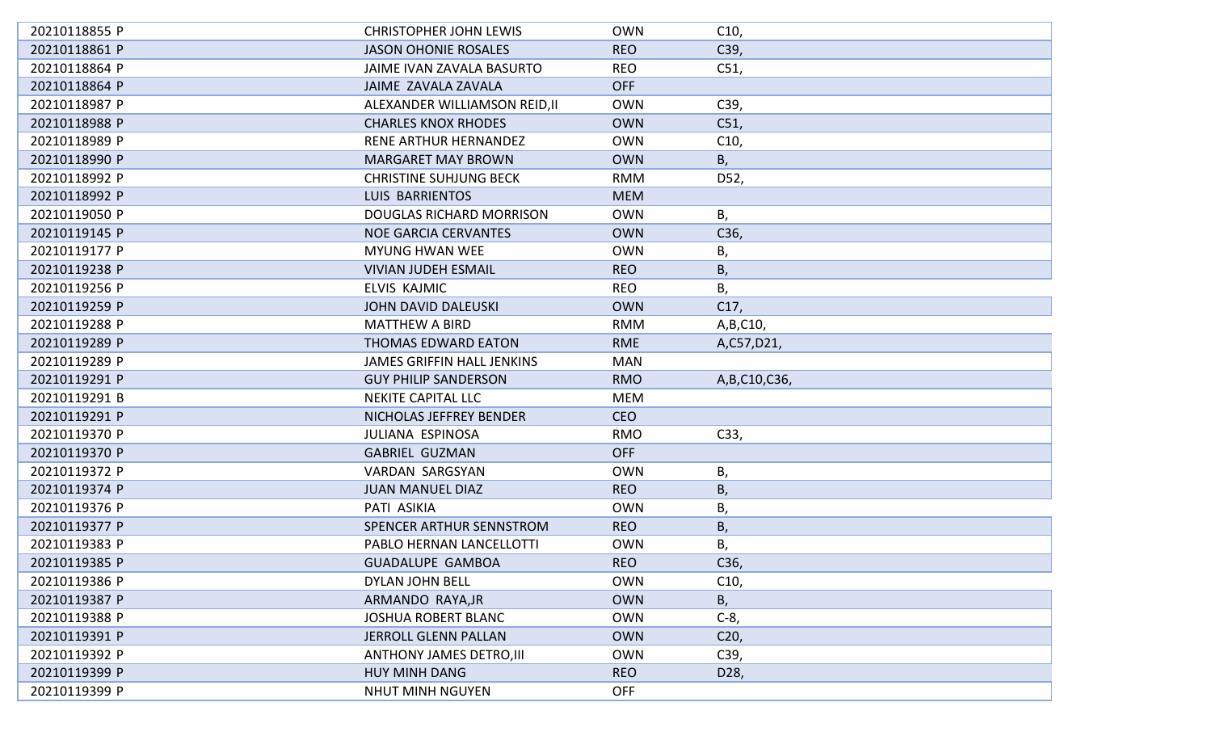| | | | |
|---|---|---|---|
| 20210118855 P | CHRISTOPHER JOHN LEWIS | OWN | C10, |
| 20210118861 P | JASON OHONIE ROSALES | REO | C39, |
| 20210118864 P | JAIME IVAN ZAVALA BASURTO | REO | C51, |
| 20210118864 P | JAIME ZAVALA ZAVALA | OFF | |
| 20210118987 P | ALEXANDER WILLIAMSON REID,II | OWN | C39, |
| 20210118988 P | CHARLES KNOX RHODES | OWN | C51, |
| 20210118989 P | RENE ARTHUR HERNANDEZ | OWN | C10, |
| 20210118990 P | MARGARET MAY BROWN | OWN | B, |
| 20210118992 P | CHRISTINE SUHJUNG BECK | RMM | D52, |
| 20210118992 P | LUIS BARRIENTOS | MEM | |
| 20210119050 P | DOUGLAS RICHARD MORRISON | OWN | B, |
| 20210119145 P | NOE GARCIA CERVANTES | OWN | C36, |
| 20210119177 P | MYUNG HWAN WEE | OWN | B, |
| 20210119238 P | VIVIAN JUDEH ESMAIL | REO | B, |
| 20210119256 P | ELVIS KAJMIC | REO | B, |
| 20210119259 P | JOHN DAVID DALEUSKI | OWN | C17, |
| 20210119288 P | MATTHEW A BIRD | RMM | A,B,C10, |
| 20210119289 P | THOMAS EDWARD EATON | RME | A,C57,D21, |
| 20210119289 P | JAMES GRIFFIN HALL JENKINS | MAN | |
| 20210119291 P | GUY PHILIP SANDERSON | RMO | A,B,C10,C36, |
| 20210119291 B | NEKITE CAPITAL LLC | MEM | |
| 20210119291 P | NICHOLAS JEFFREY BENDER | CEO | |
| 20210119370 P | JULIANA ESPINOSA | RMO | C33, |
| 20210119370 P | GABRIEL GUZMAN | OFF | |
| 20210119372 P | VARDAN SARGSYAN | OWN | B, |
| 20210119374 P | JUAN MANUEL DIAZ | REO | B, |
| 20210119376 P | PATI ASIKIA | OWN | B, |
| 20210119377 P | SPENCER ARTHUR SENNSTROM | REO | B, |
| 20210119383 P | PABLO HERNAN LANCELLOTTI | OWN | B, |
| 20210119385 P | GUADALUPE GAMBOA | REO | C36, |
| 20210119386 P | DYLAN JOHN BELL | OWN | C10, |
| 20210119387 P | ARMANDO RAYA,JR | OWN | B, |
| 20210119388 P | JOSHUA ROBERT BLANC | OWN | C-8, |
| 20210119391 P | JERROLL GLENN PALLAN | OWN | C20, |
| 20210119392 P | ANTHONY JAMES DETRO,III | OWN | C39, |
| 20210119399 P | HUY MINH DANG | REO | D28, |
| 20210119399 P | NHUT MINH NGUYEN | OFF | |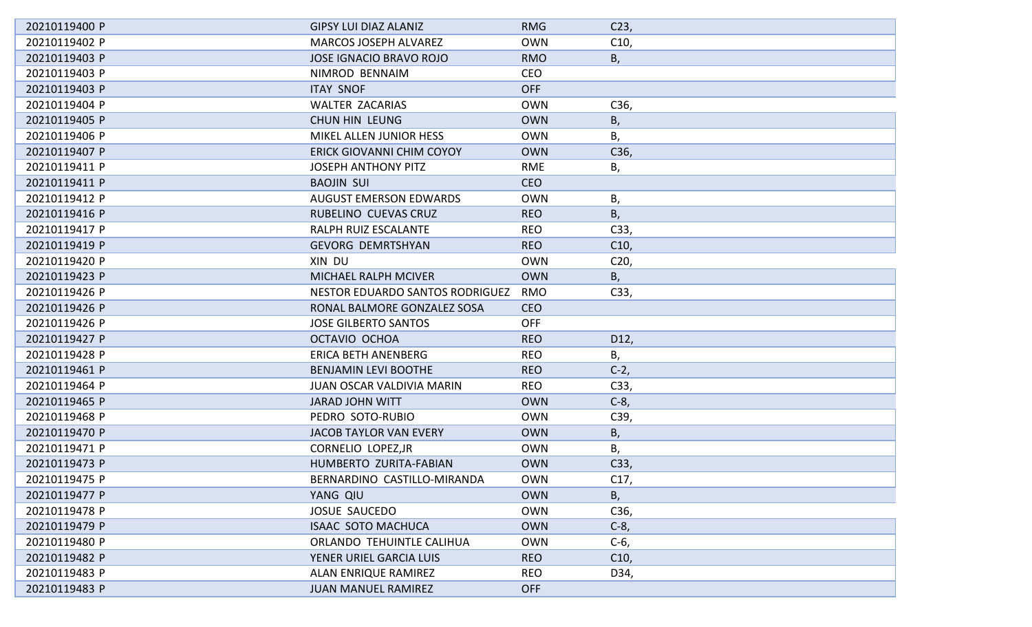| | | | |
|---|---|---|---|
| 20210119400 P | GIPSY LUI DIAZ ALANIZ | RMG | C23, |
| 20210119402 P | MARCOS JOSEPH ALVAREZ | OWN | C10, |
| 20210119403 P | JOSE IGNACIO BRAVO ROJO | RMO | B, |
| 20210119403 P | NIMROD BENNAIM | CEO | |
| 20210119403 P | ITAY SNOF | OFF | |
| 20210119404 P | WALTER ZACARIAS | OWN | C36, |
| 20210119405 P | CHUN HIN LEUNG | OWN | B, |
| 20210119406 P | MIKEL ALLEN JUNIOR HESS | OWN | B, |
| 20210119407 P | ERICK GIOVANNI CHIM COYOY | OWN | C36, |
| 20210119411 P | JOSEPH ANTHONY PITZ | RME | B, |
| 20210119411 P | BAOJIN SUI | CEO | |
| 20210119412 P | AUGUST EMERSON EDWARDS | OWN | B, |
| 20210119416 P | RUBELINO CUEVAS CRUZ | REO | B, |
| 20210119417 P | RALPH RUIZ ESCALANTE | REO | C33, |
| 20210119419 P | GEVORG DEMRTSHYAN | REO | C10, |
| 20210119420 P | XIN DU | OWN | C20, |
| 20210119423 P | MICHAEL RALPH MCIVER | OWN | B, |
| 20210119426 P | NESTOR EDUARDO SANTOS RODRIGUEZ | RMO | C33, |
| 20210119426 P | RONAL BALMORE GONZALEZ SOSA | CEO | |
| 20210119426 P | JOSE GILBERTO SANTOS | OFF | |
| 20210119427 P | OCTAVIO OCHOA | REO | D12, |
| 20210119428 P | ERICA BETH ANENBERG | REO | B, |
| 20210119461 P | BENJAMIN LEVI BOOTHE | REO | C-2, |
| 20210119464 P | JUAN OSCAR VALDIVIA MARIN | REO | C33, |
| 20210119465 P | JARAD JOHN WITT | OWN | C-8, |
| 20210119468 P | PEDRO SOTO-RUBIO | OWN | C39, |
| 20210119470 P | JACOB TAYLOR VAN EVERY | OWN | B, |
| 20210119471 P | CORNELIO LOPEZ,JR | OWN | B, |
| 20210119473 P | HUMBERTO ZURITA-FABIAN | OWN | C33, |
| 20210119475 P | BERNARDINO CASTILLO-MIRANDA | OWN | C17, |
| 20210119477 P | YANG QIU | OWN | B, |
| 20210119478 P | JOSUE SAUCEDO | OWN | C36, |
| 20210119479 P | ISAAC SOTO MACHUCA | OWN | C-8, |
| 20210119480 P | ORLANDO TEHUINTLE CALIHUA | OWN | C-6, |
| 20210119482 P | YENER URIEL GARCIA LUIS | REO | C10, |
| 20210119483 P | ALAN ENRIQUE RAMIREZ | REO | D34, |
| 20210119483 P | JUAN MANUEL RAMIREZ | OFF | |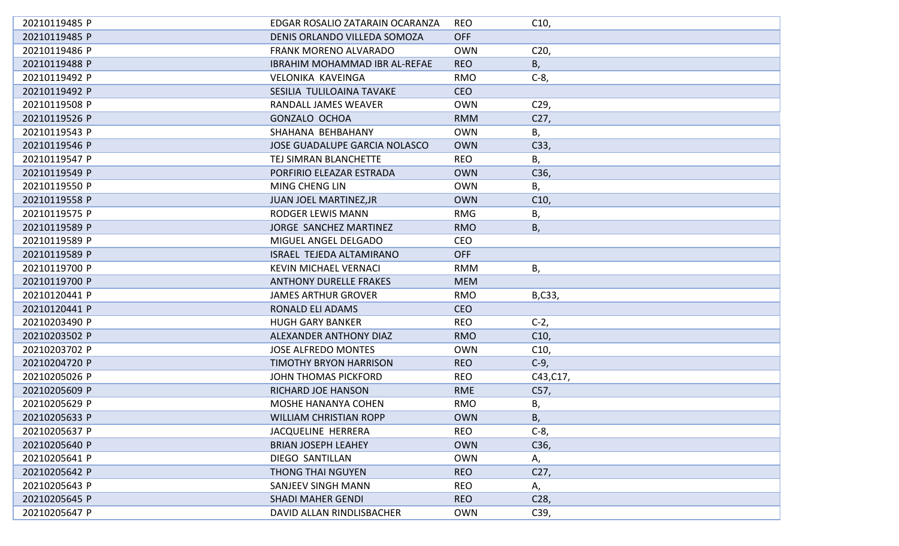| | | | |
|---|---|---|---|
| 20210119485 P | EDGAR ROSALIO ZATARAIN OCARANZA | REO | C10, |
| 20210119485 P | DENIS ORLANDO VILLEDA SOMOZA | OFF | |
| 20210119486 P | FRANK MORENO ALVARADO | OWN | C20, |
| 20210119488 P | IBRAHIM MOHAMMAD IBR AL-REFAE | REO | B, |
| 20210119492 P | VELONIKA KAVEINGA | RMO | C-8, |
| 20210119492 P | SESILIA TULILOAINA TAVAKE | CEO | |
| 20210119508 P | RANDALL JAMES WEAVER | OWN | C29, |
| 20210119526 P | GONZALO OCHOA | RMM | C27, |
| 20210119543 P | SHAHANA BEHBAHANY | OWN | B, |
| 20210119546 P | JOSE GUADALUPE GARCIA NOLASCO | OWN | C33, |
| 20210119547 P | TEJ SIMRAN BLANCHETTE | REO | B, |
| 20210119549 P | PORFIRIO ELEAZAR ESTRADA | OWN | C36, |
| 20210119550 P | MING CHENG LIN | OWN | B, |
| 20210119558 P | JUAN JOEL MARTINEZ,JR | OWN | C10, |
| 20210119575 P | RODGER LEWIS MANN | RMG | B, |
| 20210119589 P | JORGE SANCHEZ MARTINEZ | RMO | B, |
| 20210119589 P | MIGUEL ANGEL DELGADO | CEO | |
| 20210119589 P | ISRAEL TEJEDA ALTAMIRANO | OFF | |
| 20210119700 P | KEVIN MICHAEL VERNACI | RMM | B, |
| 20210119700 P | ANTHONY DURELLE FRAKES | MEM | |
| 20210120441 P | JAMES ARTHUR GROVER | RMO | B,C33, |
| 20210120441 P | RONALD ELI ADAMS | CEO | |
| 20210203490 P | HUGH GARY BANKER | REO | C-2, |
| 20210203502 P | ALEXANDER ANTHONY DIAZ | RMO | C10, |
| 20210203702 P | JOSE ALFREDO MONTES | OWN | C10, |
| 20210204720 P | TIMOTHY BRYON HARRISON | REO | C-9, |
| 20210205026 P | JOHN THOMAS PICKFORD | REO | C43,C17, |
| 20210205609 P | RICHARD JOE HANSON | RME | C57, |
| 20210205629 P | MOSHE HANANYA COHEN | RMO | B, |
| 20210205633 P | WILLIAM CHRISTIAN ROPP | OWN | B, |
| 20210205637 P | JACQUELINE HERRERA | REO | C-8, |
| 20210205640 P | BRIAN JOSEPH LEAHEY | OWN | C36, |
| 20210205641 P | DIEGO SANTILLAN | OWN | A, |
| 20210205642 P | THONG THAI NGUYEN | REO | C27, |
| 20210205643 P | SANJEEV SINGH MANN | REO | A, |
| 20210205645 P | SHADI MAHER GENDI | REO | C28, |
| 20210205647 P | DAVID ALLAN RINDLISBACHER | OWN | C39, |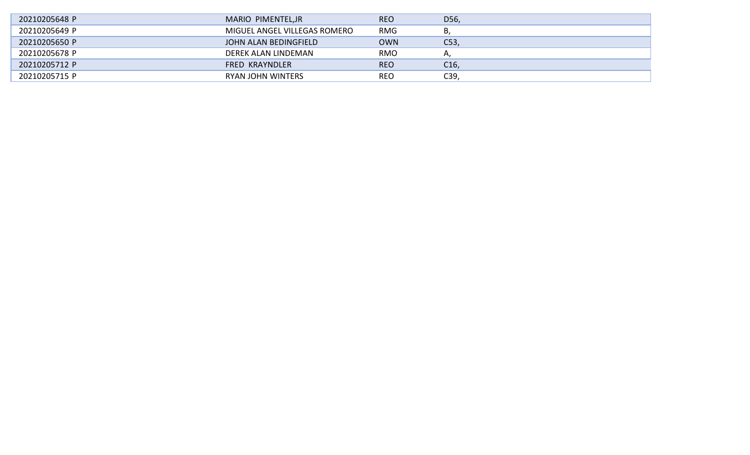| | | | |
|---|---|---|---|
| 20210205648 P | MARIO PIMENTEL,JR | REO | D56, |
| 20210205649 P | MIGUEL ANGEL VILLEGAS ROMERO | RMG | B, |
| 20210205650 P | JOHN ALAN BEDINGFIELD | OWN | C53, |
| 20210205678 P | DEREK ALAN LINDEMAN | RMO | A, |
| 20210205712 P | FRED KRAYNDLER | REO | C16, |
| 20210205715 P | RYAN JOHN WINTERS | REO | C39, |